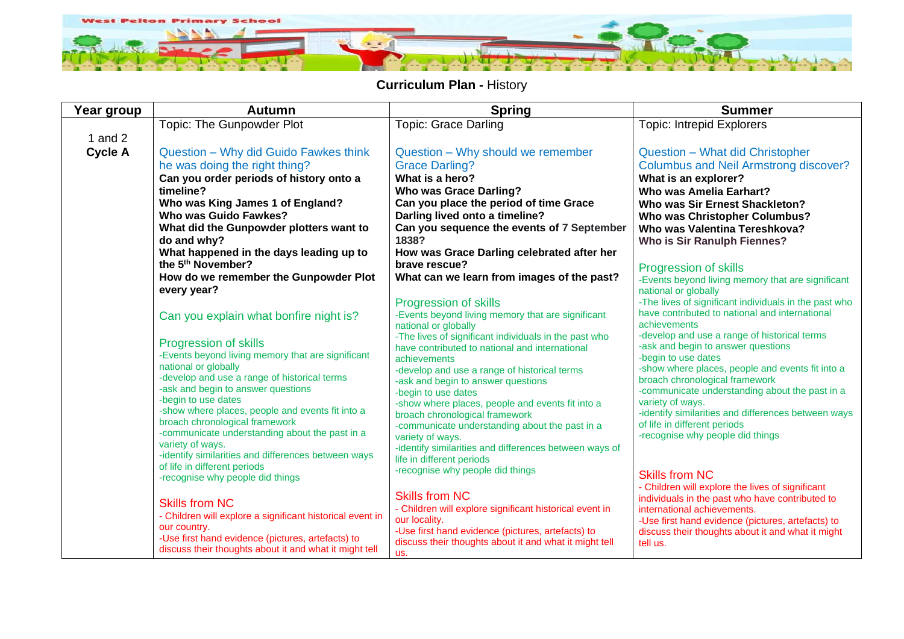West Pelton Primary School

## Curriculum Plan - History

| Year group | Autumn | Spring | Summer |
|---|---|---|---|
| 1 and 2 **Cycle A** | Topic: The Gunpowder Plot<br><br>Question – Why did Guido Fawkes think he was doing the right thing?<br>**Can you order periods of history onto a timeline?**<br>**Who was King James 1 of England?**<br>**Who was Guido Fawkes?**<br>**What did the Gunpowder plotters want to do and why?**<br>**What happened in the days leading up to the 5th November?**<br>**How do we remember the Gunpowder Plot every year?**<br><br>Can you explain what bonfire night is?<br><br>Progression of skills<br>-Events beyond living memory that are significant national or globally<br>-develop and use a range of historical terms<br>-ask and begin to answer questions<br>-begin to use dates<br>-show where places, people and events fit into a broach chronological framework<br>-communicate understanding about the past in a variety of ways.<br>-identify similarities and differences between ways of life in different periods<br>-recognise why people did things<br><br>Skills from NC<br>- Children will explore a significant historical event in our country.<br>-Use first hand evidence (pictures, artefacts) to discuss their thoughts about it and what it might tell | Topic: Grace Darling<br><br>Question – Why should we remember Grace Darling?<br>**What is a hero?**<br>**Who was Grace Darling?**<br>**Can you place the period of time Grace Darling lived onto a timeline?**<br>**Can you sequence the events of 7 September 1838?**<br>**How was Grace Darling celebrated after her brave rescue?**<br>**What can we learn from images of the past?**<br><br>Progression of skills<br>-Events beyond living memory that are significant national or globally<br>-The lives of significant individuals in the past who have contributed to national and international achievements<br>-develop and use a range of historical terms<br>-ask and begin to answer questions<br>-begin to use dates<br>-show where places, people and events fit into a broach chronological framework<br>-communicate understanding about the past in a variety of ways.<br>-identify similarities and differences between ways of life in different periods<br>-recognise why people did things<br><br>Skills from NC<br>- Children will explore significant historical event in our locality.<br>-Use first hand evidence (pictures, artefacts) to discuss their thoughts about it and what it might tell us. | Topic: Intrepid Explorers<br><br>Question – What did Christopher Columbus and Neil Armstrong discover?<br>**What is an explorer?**<br>**Who was Amelia Earhart?**<br>**Who was Sir Ernest Shackleton?**<br>**Who was Christopher Columbus?**<br>**Who was Valentina Tereshkova?**<br>**Who is Sir Ranulph Fiennes?**<br><br>Progression of skills<br>-Events beyond living memory that are significant national or globally<br>-The lives of significant individuals in the past who have contributed to national and international achievements<br>-develop and use a range of historical terms<br>-ask and begin to answer questions<br>-begin to use dates<br>-show where places, people and events fit into a broach chronological framework<br>-communicate understanding about the past in a variety of ways.<br>-identify similarities and differences between ways of life in different periods<br>-recognise why people did things<br><br>Skills from NC<br>- Children will explore the lives of significant individuals in the past who have contributed to international achievements.<br>-Use first hand evidence (pictures, artefacts) to discuss their thoughts about it and what it might tell us. |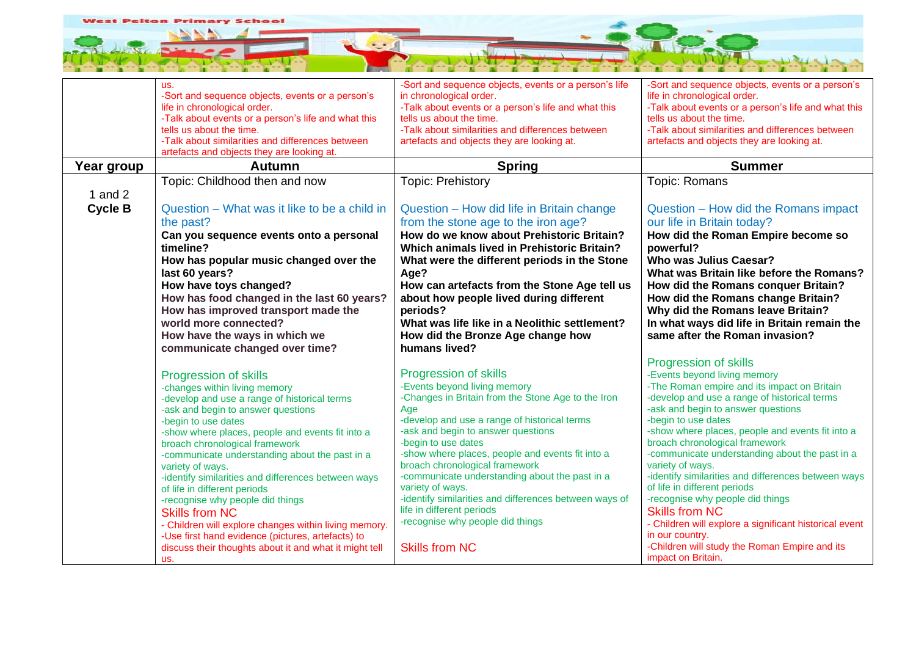| | | | |
|---|---|---|---|
| | us.<br>-Sort and sequence objects, events or a person's life in chronological order.<br>-Talk about events or a person's life and what this tells us about the time.<br>-Talk about similarities and differences between artefacts and objects they are looking at. | -Sort and sequence objects, events or a person's life in chronological order.<br>-Talk about events or a person's life and what this tells us about the time.<br>-Talk about similarities and differences between artefacts and objects they are looking at. | -Sort and sequence objects, events or a person's life in chronological order.<br>-Talk about events or a person's life and what this tells us about the time.<br>-Talk about similarities and differences between artefacts and objects they are looking at. |
| **Year group** | **Autumn** | **Spring** | **Summer** |
| 1 and 2<br>**Cycle B** | Topic: Childhood then and now<br><br>Question – What was it like to be a child in the past?<br>**Can you sequence events onto a personal timeline?**<br>**How has popular music changed over the last 60 years?**<br>**How have toys changed?**<br>**How has food changed in the last 60 years?**<br>**How has improved transport made the world more connected?**<br>**How have the ways in which we communicate changed over time?**<br><br>Progression of skills<br>-changes within living memory<br>-develop and use a range of historical terms<br>-ask and begin to answer questions<br>-begin to use dates<br>-show where places, people and events fit into a broach chronological framework<br>-communicate understanding about the past in a variety of ways.<br>-identify similarities and differences between ways of life in different periods<br>-recognise why people did things<br>Skills from NC<br>- Children will explore changes within living memory.<br>-Use first hand evidence (pictures, artefacts) to discuss their thoughts about it and what it might tell us. | Topic: Prehistory<br><br>Question – How did life in Britain change from the stone age to the iron age?<br>**How do we know about Prehistoric Britain?**<br>**Which animals lived in Prehistoric Britain?**<br>**What were the different periods in the Stone Age?**<br>**How can artefacts from the Stone Age tell us about how people lived during different periods?**<br>**What was life like in a Neolithic settlement?**<br>**How did the Bronze Age change how humans lived?**<br><br>Progression of skills<br>-Events beyond living memory<br>-Changes in Britain from the Stone Age to the Iron Age<br>-develop and use a range of historical terms<br>-ask and begin to answer questions<br>-begin to use dates<br>-show where places, people and events fit into a broach chronological framework<br>-communicate understanding about the past in a variety of ways.<br>-identify similarities and differences between ways of life in different periods<br>-recognise why people did things<br><br>Skills from NC | Topic: Romans<br><br>Question – How did the Romans impact our life in Britain today?<br>**How did the Roman Empire become so powerful?**<br>**Who was Julius Caesar?**<br>**What was Britain like before the Romans?**<br>**How did the Romans conquer Britain?**<br>**How did the Romans change Britain?**<br>**Why did the Romans leave Britain?**<br>**In what ways did life in Britain remain the same after the Roman invasion?**<br><br>Progression of skills<br>-Events beyond living memory<br>-The Roman empire and its impact on Britain<br>-develop and use a range of historical terms<br>-ask and begin to answer questions<br>-begin to use dates<br>-show where places, people and events fit into a broach chronological framework<br>-communicate understanding about the past in a variety of ways.<br>-identify similarities and differences between ways of life in different periods<br>-recognise why people did things<br>Skills from NC<br>- Children will explore a significant historical event in our country.<br>-Children will study the Roman Empire and its impact on Britain. |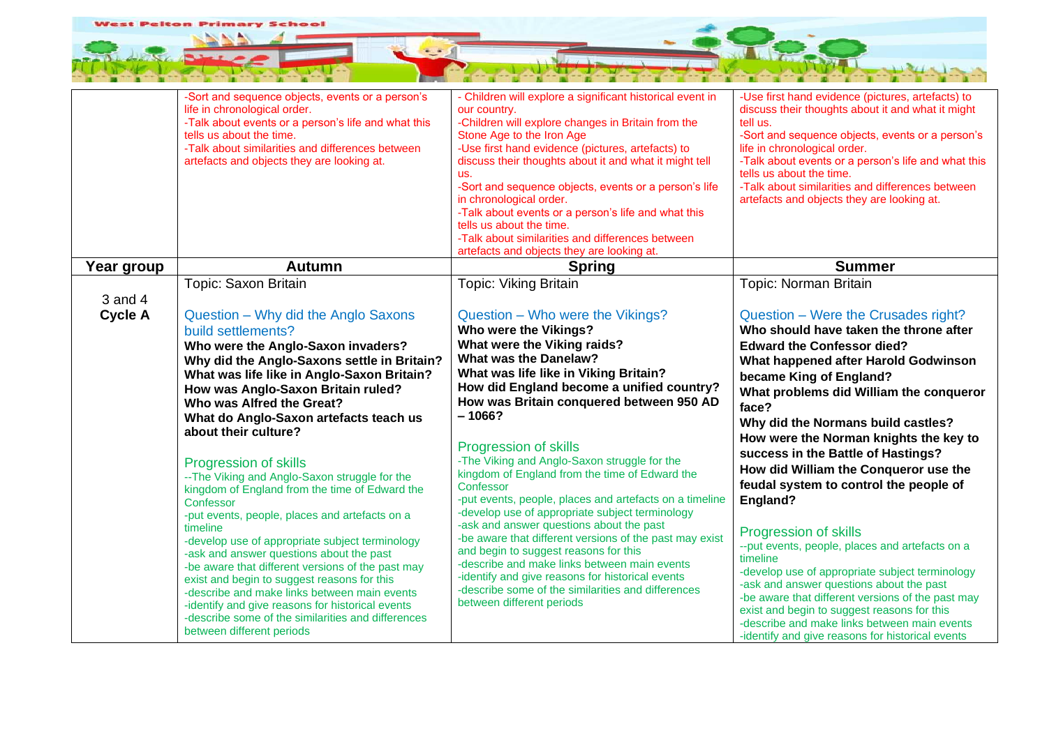| | | | |
|---|---|---|---|
| | -Sort and sequence objects, events or a person's life in chronological order.<br>-Talk about events or a person's life and what this tells us about the time.<br>-Talk about similarities and differences between artefacts and objects they are looking at. | - Children will explore a significant historical event in our country.<br>-Children will explore changes in Britain from the Stone Age to the Iron Age<br>-Use first hand evidence (pictures, artefacts) to discuss their thoughts about it and what it might tell us.<br>-Sort and sequence objects, events or a person's life in chronological order.<br>-Talk about events or a person's life and what this tells us about the time.<br>-Talk about similarities and differences between artefacts and objects they are looking at. | -Use first hand evidence (pictures, artefacts) to discuss their thoughts about it and what it might tell us.<br>-Sort and sequence objects, events or a person's life in chronological order.<br>-Talk about events or a person's life and what this tells us about the time.<br>-Talk about similarities and differences between artefacts and objects they are looking at. |
| **Year group** | **Autumn** | **Spring** | **Summer** |
| 3 and 4<br>**Cycle A** | Topic: Saxon Britain<br><br>Question – Why did the Anglo Saxons build settlements?<br>**Who were the Anglo-Saxon invaders?**<br>**Why did the Anglo-Saxons settle in Britain?**<br>**What was life like in Anglo-Saxon Britain?**<br>**How was Anglo-Saxon Britain ruled?**<br>**Who was Alfred the Great?**<br>**What do Anglo-Saxon artefacts teach us about their culture?**<br><br>Progression of skills<br>--The Viking and Anglo-Saxon struggle for the kingdom of England from the time of Edward the Confessor<br>-put events, people, places and artefacts on a timeline<br>-develop use of appropriate subject terminology<br>-ask and answer questions about the past<br>-be aware that different versions of the past may exist and begin to suggest reasons for this<br>-describe and make links between main events<br>-identify and give reasons for historical events<br>-describe some of the similarities and differences between different periods | Topic: Viking Britain<br><br>Question – Who were the Vikings?<br>**Who were the Vikings?**<br>**What were the Viking raids?**<br>**What was the Danelaw?**<br>**What was life like in Viking Britain?**<br>**How did England become a unified country?**<br>**How was Britain conquered between 950 AD – 1066?**<br><br>Progression of skills<br>-The Viking and Anglo-Saxon struggle for the kingdom of England from the time of Edward the Confessor<br>-put events, people, places and artefacts on a timeline<br>-develop use of appropriate subject terminology<br>-ask and answer questions about the past<br>-be aware that different versions of the past may exist and begin to suggest reasons for this<br>-describe and make links between main events<br>-identify and give reasons for historical events<br>-describe some of the similarities and differences between different periods | Topic: Norman Britain<br><br>Question – Were the Crusades right?<br>**Who should have taken the throne after Edward the Confessor died?**<br>**What happened after Harold Godwinson became King of England?**<br>**What problems did William the conqueror face?**<br>**Why did the Normans build castles?**<br>**How were the Norman knights the key to success in the Battle of Hastings?**<br>**How did William the Conqueror use the feudal system to control the people of England?**<br><br>Progression of skills<br>--put events, people, places and artefacts on a timeline<br>-develop use of appropriate subject terminology<br>-ask and answer questions about the past<br>-be aware that different versions of the past may exist and begin to suggest reasons for this<br>-describe and make links between main events<br>-identify and give reasons for historical events |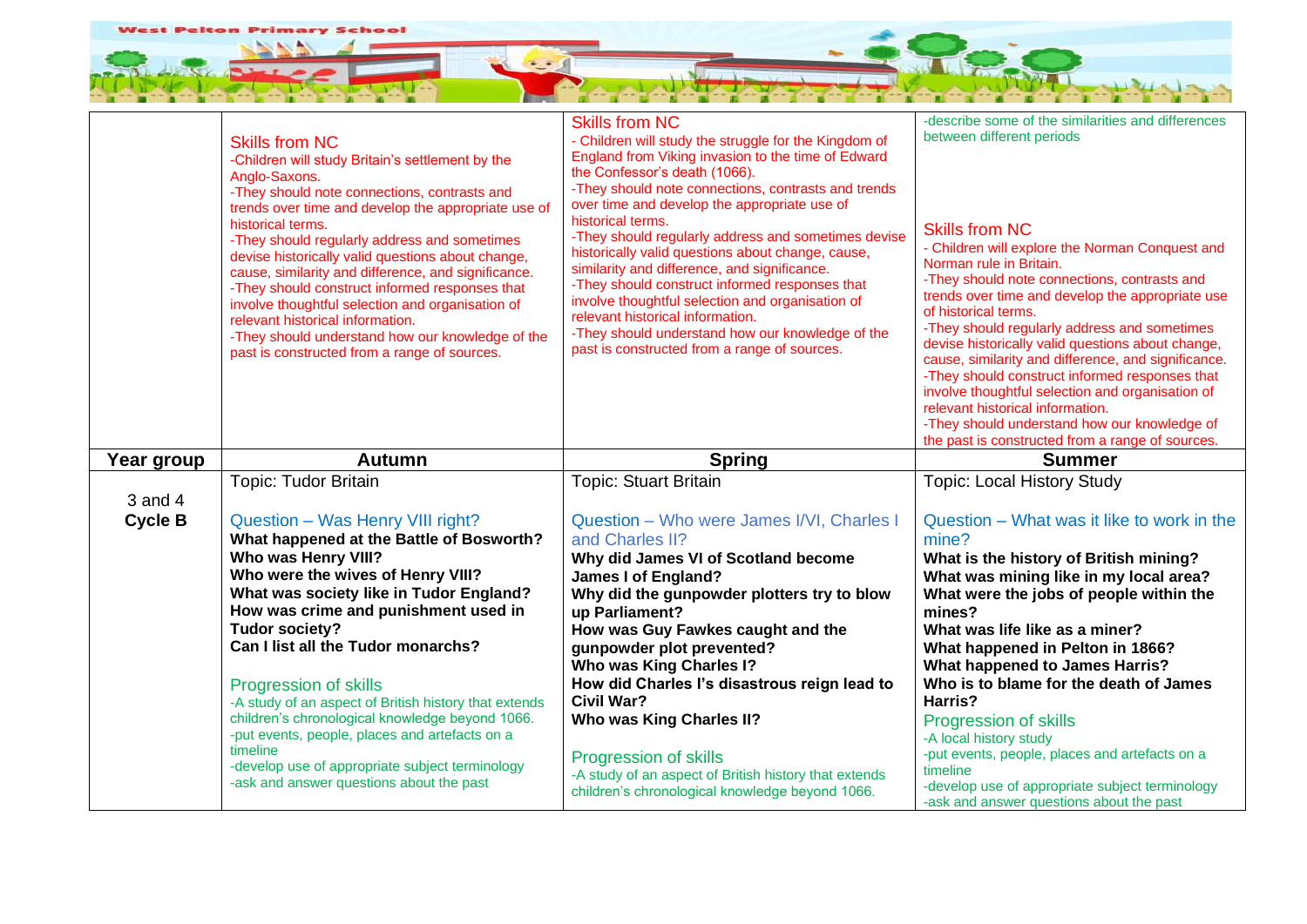| | | | |
|---|---|---|---|
| | Skills from NC<br>-Children will study Britain's settlement by the Anglo-Saxons.<br>-They should note connections, contrasts and trends over time and develop the appropriate use of historical terms.<br>-They should regularly address and sometimes devise historically valid questions about change, cause, similarity and difference, and significance.<br>-They should construct informed responses that involve thoughtful selection and organisation of relevant historical information.<br>-They should understand how our knowledge of the past is constructed from a range of sources. | Skills from NC<br>- Children will study the struggle for the Kingdom of England from Viking invasion to the time of Edward the Confessor's death (1066).<br>-They should note connections, contrasts and trends over time and develop the appropriate use of historical terms.<br>-They should regularly address and sometimes devise historically valid questions about change, cause, similarity and difference, and significance.<br>-They should construct informed responses that involve thoughtful selection and organisation of relevant historical information.<br>-They should understand how our knowledge of the past is constructed from a range of sources. | -describe some of the similarities and differences between different periods<br><br>Skills from NC<br>- Children will explore the Norman Conquest and Norman rule in Britain.<br>-They should note connections, contrasts and trends over time and develop the appropriate use of historical terms.<br>-They should regularly address and sometimes devise historically valid questions about change, cause, similarity and difference, and significance.<br>-They should construct informed responses that involve thoughtful selection and organisation of relevant historical information.<br>-They should understand how our knowledge of the past is constructed from a range of sources. |
| **Year group** | **Autumn** | **Spring** | **Summer** |
| 3 and 4<br>**Cycle B** | Topic: Tudor Britain<br><br>Question – Was Henry VIII right?<br>**What happened at the Battle of Bosworth?**<br>**Who was Henry VIII?**<br>**Who were the wives of Henry VIII?**<br>**What was society like in Tudor England?**<br>**How was crime and punishment used in Tudor society?**<br>**Can I list all the Tudor monarchs?**<br><br>Progression of skills<br>-A study of an aspect of British history that extends children's chronological knowledge beyond 1066.<br>-put events, people, places and artefacts on a timeline<br>-develop use of appropriate subject terminology<br>-ask and answer questions about the past | Topic: Stuart Britain<br><br>Question – Who were James I/VI, Charles I and Charles II?<br>**Why did James VI of Scotland become James I of England?**<br>**Why did the gunpowder plotters try to blow up Parliament?**<br>**How was Guy Fawkes caught and the gunpowder plot prevented?**<br>**Who was King Charles I?**<br>**How did Charles I's disastrous reign lead to Civil War?**<br>**Who was King Charles II?**<br><br>Progression of skills<br>-A study of an aspect of British history that extends children's chronological knowledge beyond 1066. | Topic: Local History Study<br><br>Question – What was it like to work in the mine?<br>**What is the history of British mining?**<br>**What was mining like in my local area?**<br>**What were the jobs of people within the mines?**<br>**What was life like as a miner?**<br>**What happened in Pelton in 1866?**<br>**What happened to James Harris?**<br>**Who is to blame for the death of James Harris?**<br>Progression of skills<br>-A local history study<br>-put events, people, places and artefacts on a timeline<br>-develop use of appropriate subject terminology<br>-ask and answer questions about the past |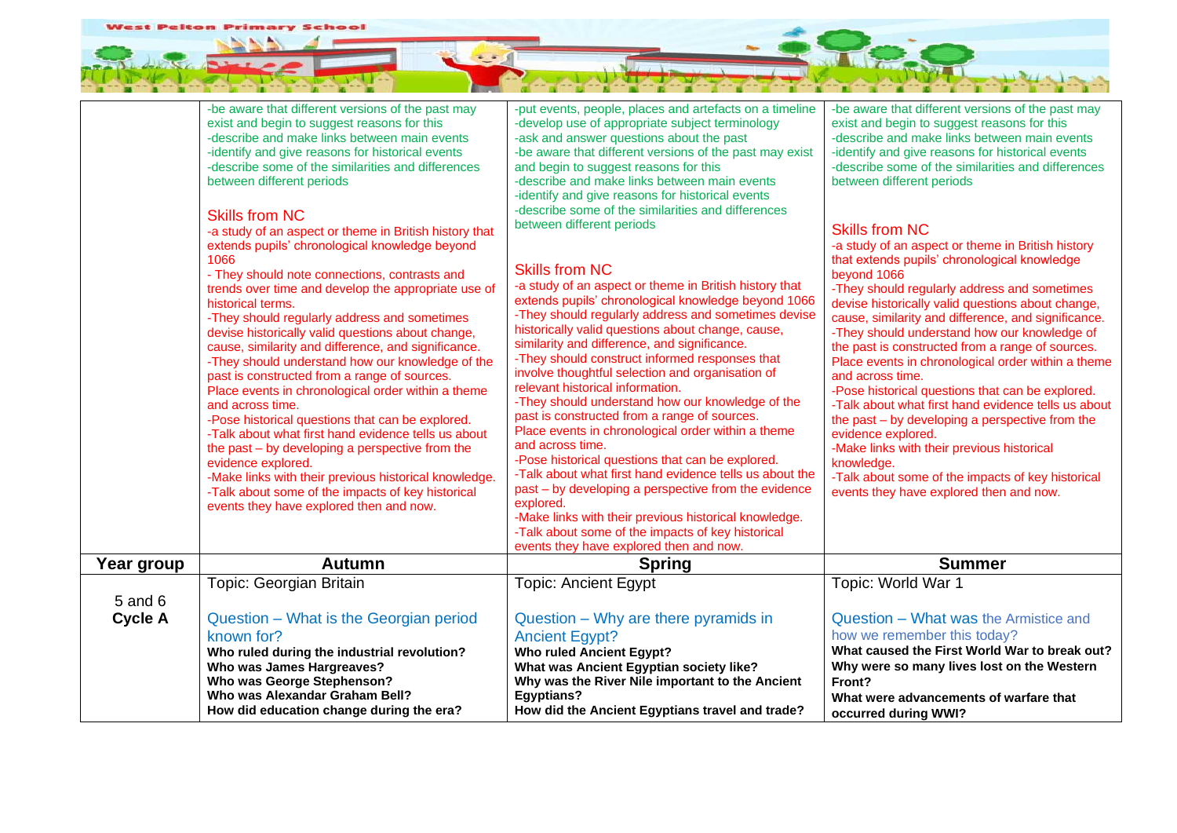| | | | |
|---|---|---|---|
| | -be aware that different versions of the past may exist and begin to suggest reasons for this<br>-describe and make links between main events<br>-identify and give reasons for historical events<br>-describe some of the similarities and differences between different periods<br><br>Skills from NC<br>-a study of an aspect or theme in British history that extends pupils' chronological knowledge beyond 1066<br>- They should note connections, contrasts and trends over time and develop the appropriate use of historical terms.<br>-They should regularly address and sometimes devise historically valid questions about change, cause, similarity and difference, and significance.<br>-They should understand how our knowledge of the past is constructed from a range of sources.<br>Place events in chronological order within a theme and across time.<br>-Pose historical questions that can be explored.<br>-Talk about what first hand evidence tells us about the past – by developing a perspective from the evidence explored.<br>-Make links with their previous historical knowledge.<br>-Talk about some of the impacts of key historical events they have explored then and now. | -put events, people, places and artefacts on a timeline<br>-develop use of appropriate subject terminology<br>-ask and answer questions about the past<br>-be aware that different versions of the past may exist and begin to suggest reasons for this<br>-describe and make links between main events<br>-identify and give reasons for historical events<br>-describe some of the similarities and differences between different periods<br><br>Skills from NC<br>-a study of an aspect or theme in British history that extends pupils' chronological knowledge beyond 1066<br>-They should regularly address and sometimes devise historically valid questions about change, cause, similarity and difference, and significance.<br>-They should construct informed responses that involve thoughtful selection and organisation of relevant historical information.<br>-They should understand how our knowledge of the past is constructed from a range of sources.<br>Place events in chronological order within a theme and across time.<br>-Pose historical questions that can be explored.<br>-Talk about what first hand evidence tells us about the past – by developing a perspective from the evidence explored.<br>-Make links with their previous historical knowledge.<br>-Talk about some of the impacts of key historical events they have explored then and now. | -be aware that different versions of the past may exist and begin to suggest reasons for this<br>-describe and make links between main events<br>-identify and give reasons for historical events<br>-describe some of the similarities and differences between different periods<br><br>Skills from NC<br>-a study of an aspect or theme in British history that extends pupils' chronological knowledge beyond 1066<br>-They should regularly address and sometimes devise historically valid questions about change, cause, similarity and difference, and significance.<br>-They should understand how our knowledge of the past is constructed from a range of sources.<br>Place events in chronological order within a theme and across time.<br>-Pose historical questions that can be explored.<br>-Talk about what first hand evidence tells us about the past – by developing a perspective from the evidence explored.<br>-Make links with their previous historical knowledge.<br>-Talk about some of the impacts of key historical events they have explored then and now. |
| **Year group** | **Autumn** | **Spring** | **Summer** |
| 5 and 6<br>**Cycle A** | Topic: Georgian Britain<br><br>Question – What is the Georgian period known for?<br>**Who ruled during the industrial revolution?**<br>**Who was James Hargreaves?**<br>**Who was George Stephenson?**<br>**Who was Alexandar Graham Bell?**<br>**How did education change during the era?** | Topic: Ancient Egypt<br><br>Question – Why are there pyramids in Ancient Egypt?<br>**Who ruled Ancient Egypt?**<br>**What was Ancient Egyptian society like?**<br>**Why was the River Nile important to the Ancient Egyptians?**<br>**How did the Ancient Egyptians travel and trade?** | Topic: World War 1<br><br>Question – What was the Armistice and how we remember this today?<br>**What caused the First World War to break out?**<br>**Why were so many lives lost on the Western Front?**<br>**What were advancements of warfare that occurred during WWI?** |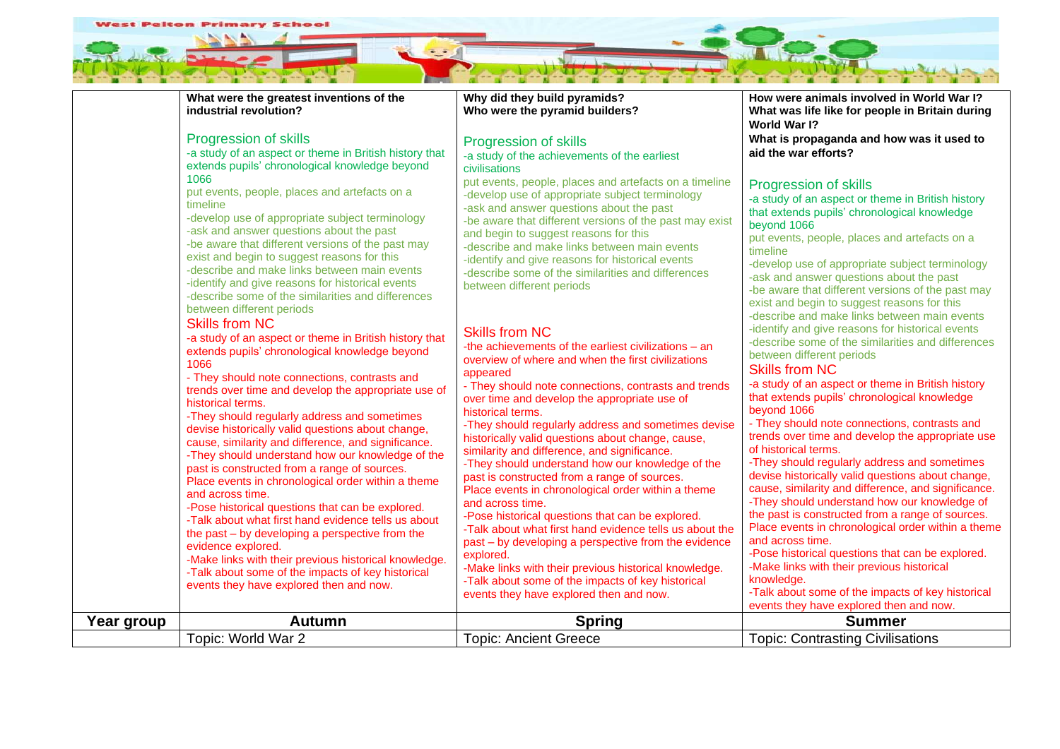West Pelton Primary School

| | What were the greatest inventions of the industrial revolution? | Why did they build pyramids? Who were the pyramid builders? | How were animals involved in World War I? What was life like for people in Britain during World War I? What is propaganda and how was it used to aid the war efforts? |
|---|---|---|---|
| | **Progression of skills**<br>-a study of an aspect or theme in British history that extends pupils' chronological knowledge beyond 1066<br>put events, people, places and artefacts on a timeline<br>-develop use of appropriate subject terminology<br>-ask and answer questions about the past<br>-be aware that different versions of the past may exist and begin to suggest reasons for this<br>-describe and make links between main events<br>-identify and give reasons for historical events<br>-describe some of the similarities and differences between different periods<br>**Skills from NC**<br>-a study of an aspect or theme in British history that extends pupils' chronological knowledge beyond 1066<br>- They should note connections, contrasts and trends over time and develop the appropriate use of historical terms.<br>-They should regularly address and sometimes devise historically valid questions about change, cause, similarity and difference, and significance.<br>-They should understand how our knowledge of the past is constructed from a range of sources.<br>Place events in chronological order within a theme and across time.<br>-Pose historical questions that can be explored.<br>-Talk about what first hand evidence tells us about the past – by developing a perspective from the evidence explored.<br>-Make links with their previous historical knowledge.<br>-Talk about some of the impacts of key historical events they have explored then and now. | **Progression of skills**<br>-a study of the achievements of the earliest civilisations<br>put events, people, places and artefacts on a timeline<br>-develop use of appropriate subject terminology<br>-ask and answer questions about the past<br>-be aware that different versions of the past may exist and begin to suggest reasons for this<br>-describe and make links between main events<br>-identify and give reasons for historical events<br>-describe some of the similarities and differences between different periods<br>**Skills from NC**<br>-the achievements of the earliest civilizations – an overview of where and when the first civilizations appeared<br>- They should note connections, contrasts and trends over time and develop the appropriate use of historical terms.<br>-They should regularly address and sometimes devise historically valid questions about change, cause, similarity and difference, and significance.<br>-They should understand how our knowledge of the past is constructed from a range of sources.<br>Place events in chronological order within a theme and across time.<br>-Pose historical questions that can be explored.<br>-Talk about what first hand evidence tells us about the past – by developing a perspective from the evidence explored.<br>-Make links with their previous historical knowledge.<br>-Talk about some of the impacts of key historical events they have explored then and now. | **Progression of skills**<br>-a study of an aspect or theme in British history that extends pupils' chronological knowledge beyond 1066<br>put events, people, places and artefacts on a timeline<br>-develop use of appropriate subject terminology<br>-ask and answer questions about the past<br>-be aware that different versions of the past may exist and begin to suggest reasons for this<br>-describe and make links between main events<br>-identify and give reasons for historical events<br>-describe some of the similarities and differences between different periods<br>**Skills from NC**<br>-a study of an aspect or theme in British history that extends pupils' chronological knowledge beyond 1066<br>- They should note connections, contrasts and trends over time and develop the appropriate use of historical terms.<br>-They should regularly address and sometimes devise historically valid questions about change, cause, similarity and difference, and significance.<br>-They should understand how our knowledge of the past is constructed from a range of sources.<br>Place events in chronological order within a theme and across time.<br>-Pose historical questions that can be explored.<br>-Make links with their previous historical knowledge.<br>-Talk about some of the impacts of key historical events they have explored then and now. |
| **Year group** | **Autumn** | **Spring** | **Summer** |
| | Topic: World War 2 | Topic: Ancient Greece | Topic: Contrasting Civilisations |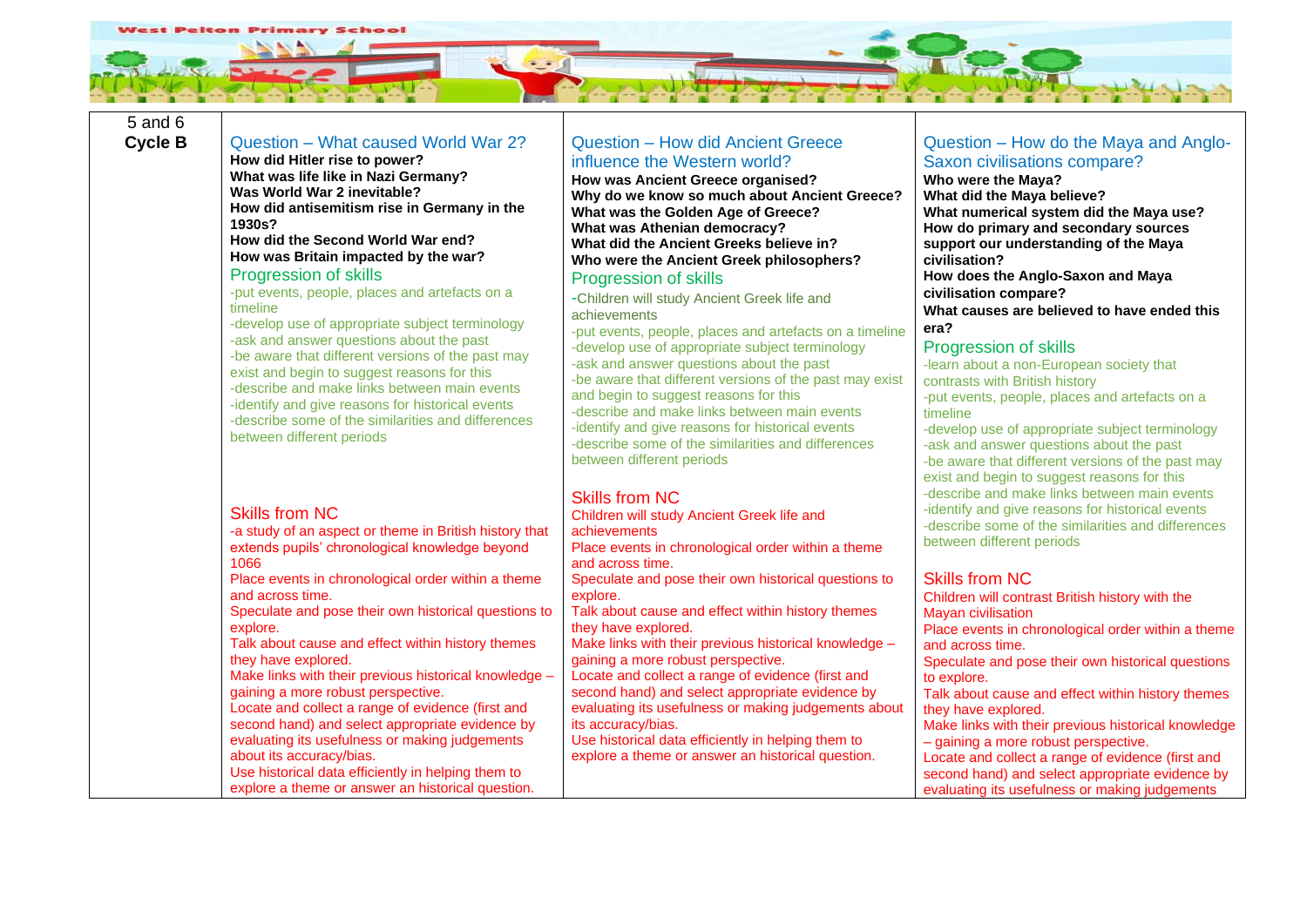| 5 and 6 **Cycle B** | Question – What caused World War 2? **How did Hitler rise to power?** **What was life like in Nazi Germany?** **Was World War 2 inevitable?** **How did antisemitism rise in Germany in the 1930s?** **How did the Second World War end?** **How was Britain impacted by the war?** Progression of skills -put events, people, places and artefacts on a timeline -develop use of appropriate subject terminology -ask and answer questions about the past -be aware that different versions of the past may exist and begin to suggest reasons for this -describe and make links between main events -identify and give reasons for historical events -describe some of the similarities and differences between different periods Skills from NC -a study of an aspect or theme in British history that extends pupils' chronological knowledge beyond 1066 Place events in chronological order within a theme and across time. Speculate and pose their own historical questions to explore. Talk about cause and effect within history themes they have explored. Make links with their previous historical knowledge – gaining a more robust perspective. Locate and collect a range of evidence (first and second hand) and select appropriate evidence by evaluating its usefulness or making judgements about its accuracy/bias. Use historical data efficiently in helping them to explore a theme or answer an historical question. | Question – How did Ancient Greece influence the Western world? **How was Ancient Greece organised?** **Why do we know so much about Ancient Greece?** **What was the Golden Age of Greece?** **What was Athenian democracy?** **What did the Ancient Greeks believe in?** **Who were the Ancient Greek philosophers?** Progression of skills -Children will study Ancient Greek life and achievements -put events, people, places and artefacts on a timeline -develop use of appropriate subject terminology -ask and answer questions about the past -be aware that different versions of the past may exist and begin to suggest reasons for this -describe and make links between main events -identify and give reasons for historical events -describe some of the similarities and differences between different periods Skills from NC Children will study Ancient Greek life and achievements Place events in chronological order within a theme and across time. Speculate and pose their own historical questions to explore. Talk about cause and effect within history themes they have explored. Make links with their previous historical knowledge – gaining a more robust perspective. Locate and collect a range of evidence (first and second hand) and select appropriate evidence by evaluating its usefulness or making judgements about its accuracy/bias. Use historical data efficiently in helping them to explore a theme or answer an historical question. | Question – How do the Maya and Anglo-Saxon civilisations compare? **Who were the Maya?** **What did the Maya believe?** **What numerical system did the Maya use?** **How do primary and secondary sources support our understanding of the Maya civilisation?** **How does the Anglo-Saxon and Maya civilisation compare?** **What causes are believed to have ended this era?** Progression of skills -learn about a non-European society that contrasts with British history -put events, people, places and artefacts on a timeline -develop use of appropriate subject terminology -ask and answer questions about the past -be aware that different versions of the past may exist and begin to suggest reasons for this -describe and make links between main events -identify and give reasons for historical events -describe some of the similarities and differences between different periods Skills from NC Children will contrast British history with the Mayan civilisation Place events in chronological order within a theme and across time. Speculate and pose their own historical questions to explore. Talk about cause and effect within history themes they have explored. Make links with their previous historical knowledge – gaining a more robust perspective. Locate and collect a range of evidence (first and second hand) and select appropriate evidence by evaluating its usefulness or making judgements |
|---|---|---|---|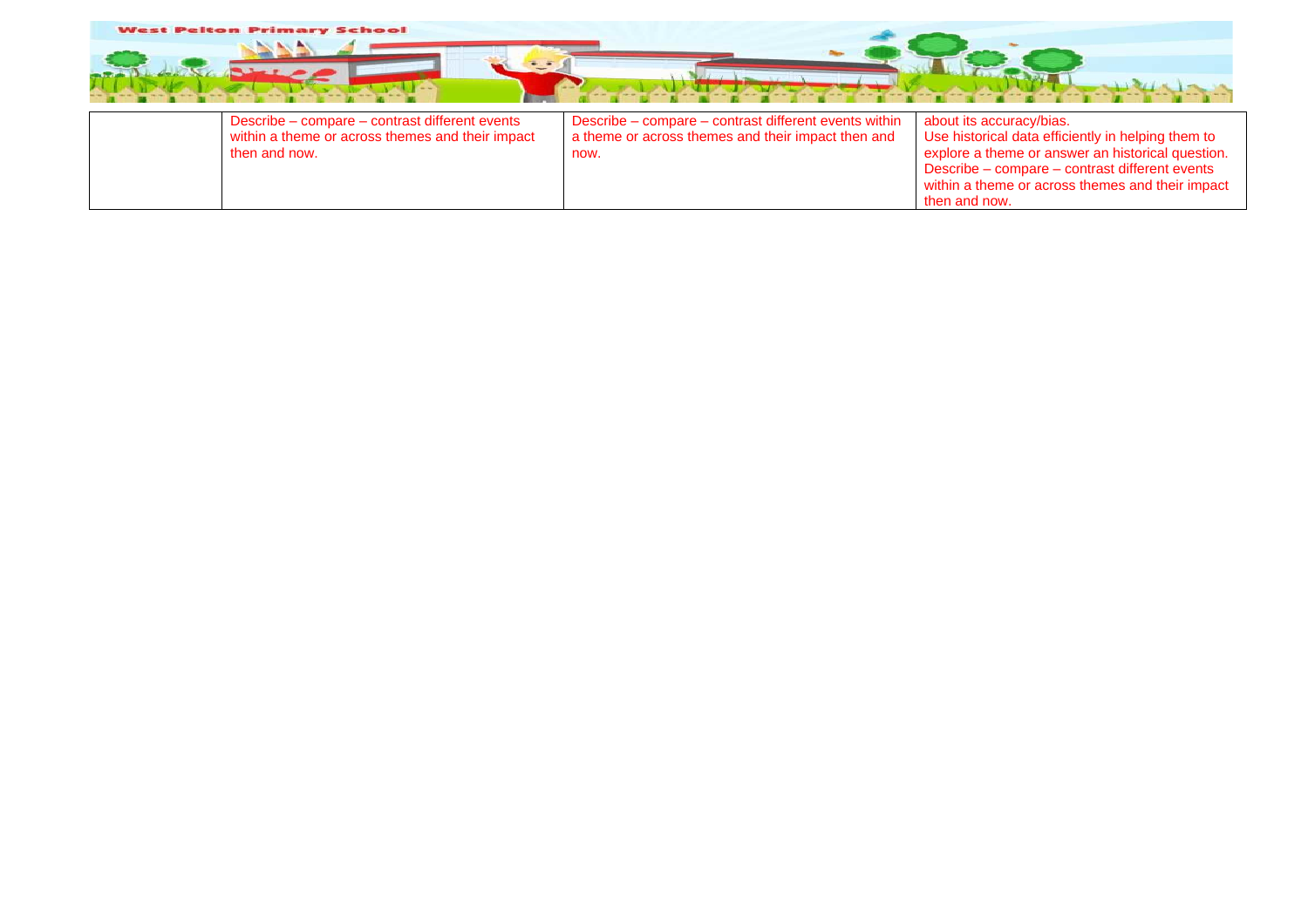| | | | |
|---|---|---|---|
| | Describe – compare – contrast different events within a theme or across themes and their impact then and now. | Describe – compare – contrast different events within a theme or across themes and their impact then and now. | about its accuracy/bias.<br>Use historical data efficiently in helping them to explore a theme or answer an historical question.<br>Describe – compare – contrast different events within a theme or across themes and their impact then and now. |